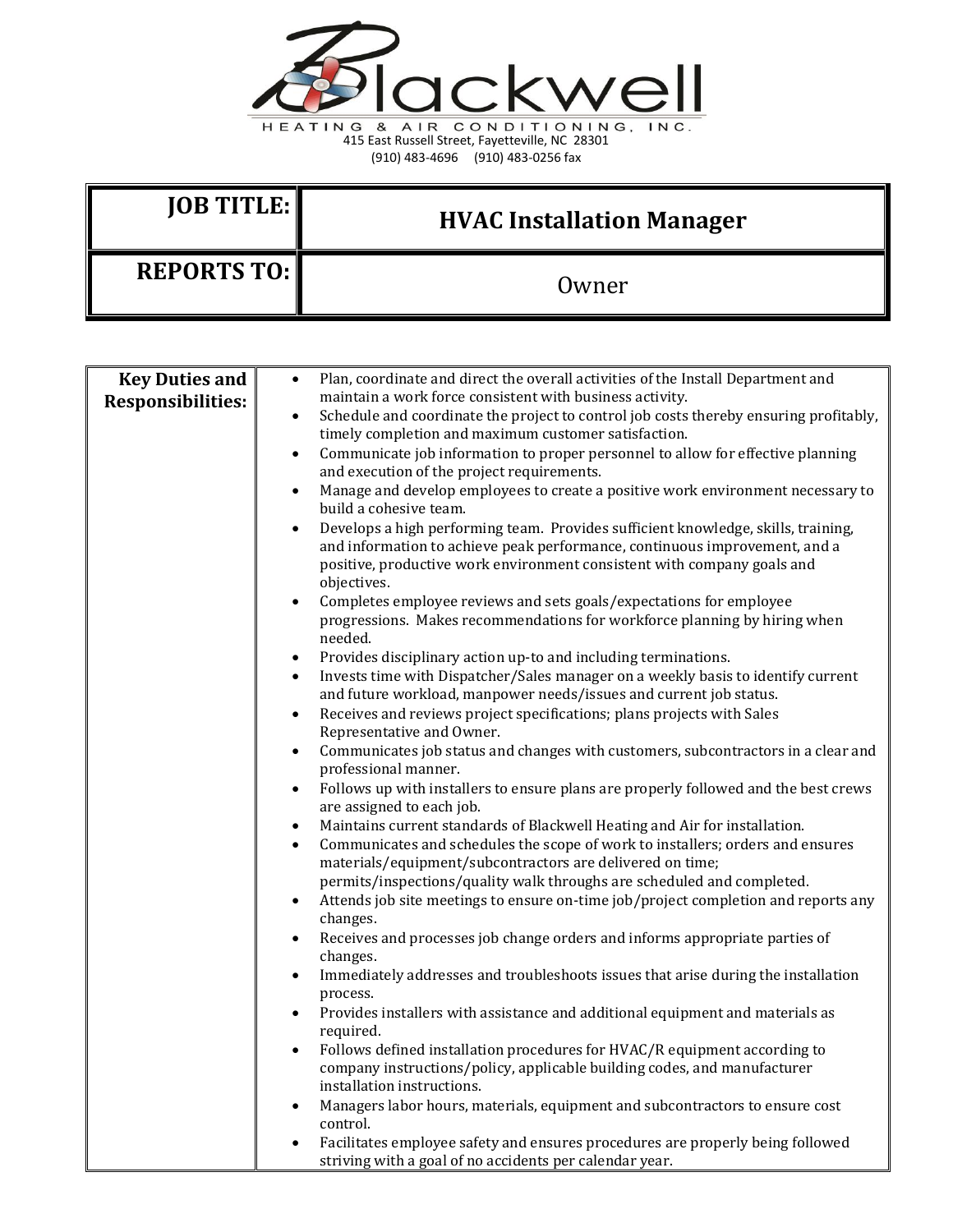Blackwell

HEATING & AIR CONDITIONING, INC.

415 East Russell Street, Fayetteville, NC 28301

(910) 483-4696 (910) 483-0256 fax

| **JOB TITLE:** | **HVAC Installation Manager** |
|---|---|
| **REPORTS TO:** | Owner |

| **Key Duties and Responsibilities:** | • Plan, coordinate and direct the overall activities of the Install Department and maintain a work force consistent with business activity.<br>• Schedule and coordinate the project to control job costs thereby ensuring profitably, timely completion and maximum customer satisfaction.<br>• Communicate job information to proper personnel to allow for effective planning and execution of the project requirements.<br>• Manage and develop employees to create a positive work environment necessary to build a cohesive team.<br>• Develops a high performing team. Provides sufficient knowledge, skills, training, and information to achieve peak performance, continuous improvement, and a positive, productive work environment consistent with company goals and objectives.<br>• Completes employee reviews and sets goals/expectations for employee progressions. Makes recommendations for workforce planning by hiring when needed.<br>• Provides disciplinary action up-to and including terminations.<br>• Invests time with Dispatcher/Sales manager on a weekly basis to identify current and future workload, manpower needs/issues and current job status.<br>• Receives and reviews project specifications; plans projects with Sales Representative and Owner.<br>• Communicates job status and changes with customers, subcontractors in a clear and professional manner.<br>• Follows up with installers to ensure plans are properly followed and the best crews are assigned to each job.<br>• Maintains current standards of Blackwell Heating and Air for installation.<br>• Communicates and schedules the scope of work to installers; orders and ensures materials/equipment/subcontractors are delivered on time; permits/inspections/quality walk throughs are scheduled and completed.<br>• Attends job site meetings to ensure on-time job/project completion and reports any changes.<br>• Receives and processes job change orders and informs appropriate parties of changes.<br>• Immediately addresses and troubleshoots issues that arise during the installation process.<br>• Provides installers with assistance and additional equipment and materials as required.<br>• Follows defined installation procedures for HVAC/R equipment according to company instructions/policy, applicable building codes, and manufacturer installation instructions.<br>• Managers labor hours, materials, equipment and subcontractors to ensure cost control.<br>• Facilitates employee safety and ensures procedures are properly being followed striving with a goal of no accidents per calendar year. |
|---|---|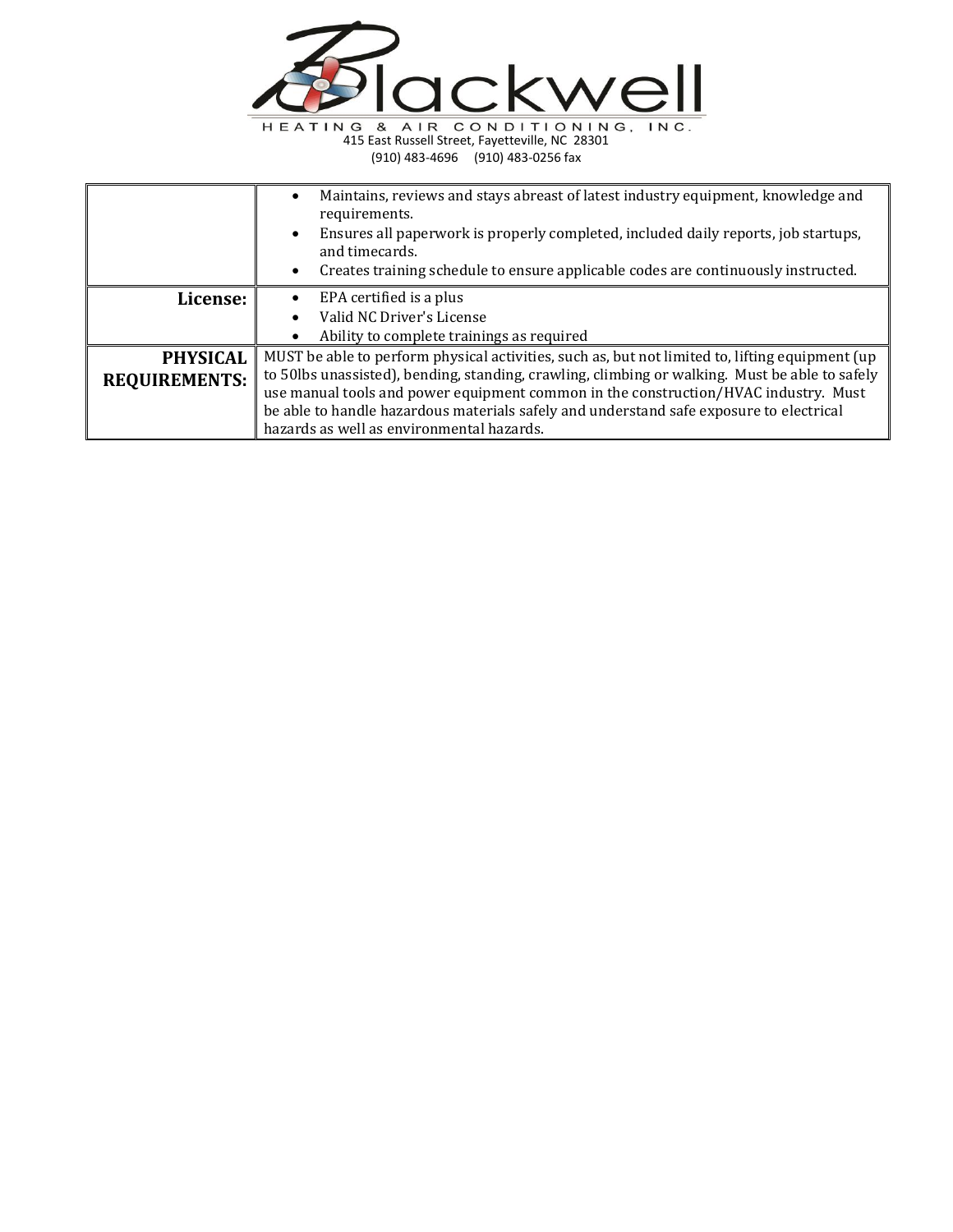**Blackwell**
HEATING & AIR CONDITIONING, INC.
415 East Russell Street, Fayetteville, NC 28301
(910) 483-4696 (910) 483-0256 fax

| | |
|---|---|
| | • Maintains, reviews and stays abreast of latest industry equipment, knowledge and requirements.<br>• Ensures all paperwork is properly completed, included daily reports, job startups, and timecards.<br>• Creates training schedule to ensure applicable codes are continuously instructed. |
| **License:** | • EPA certified is a plus<br>• Valid NC Driver's License<br>• Ability to complete trainings as required |
| **PHYSICAL REQUIREMENTS:** | MUST be able to perform physical activities, such as, but not limited to, lifting equipment (up to 50lbs unassisted), bending, standing, crawling, climbing or walking. Must be able to safely use manual tools and power equipment common in the construction/HVAC industry. Must be able to handle hazardous materials safely and understand safe exposure to electrical hazards as well as environmental hazards. |